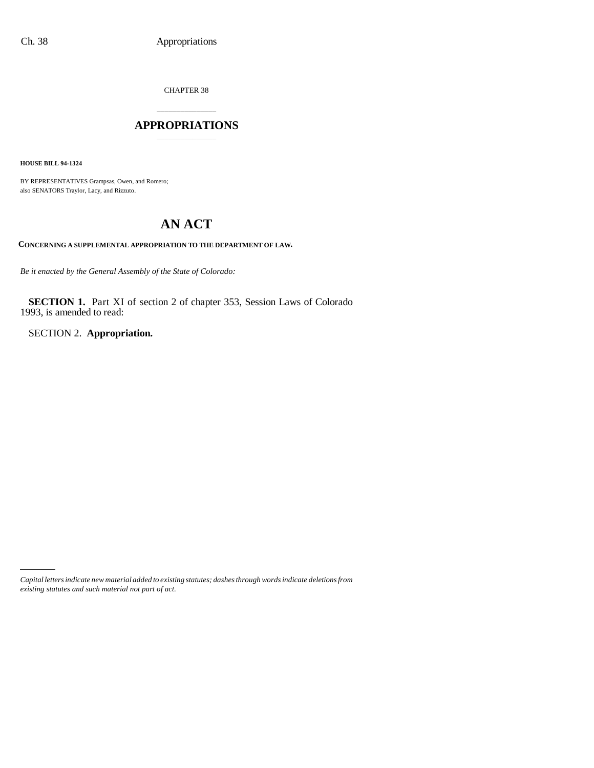CHAPTER 38

# APPROPRIATIONS

**HOUSE BILL 94-1324**

BY REPRESENTATIVES Grampsas, Owen, and Romero;
also SENATORS Traylor, Lacy, and Rizzuto.

# AN ACT

**CONCERNING A SUPPLEMENTAL APPROPRIATION TO THE DEPARTMENT OF LAW.**

*Be it enacted by the General Assembly of the State of Colorado:*

**SECTION 1.** Part XI of section 2 of chapter 353, Session Laws of Colorado 1993, is amended to read:

SECTION 2. **Appropriation.**

*Capital letters indicate new material added to existing statutes; dashes through words indicate deletions from existing statutes and such material not part of act.*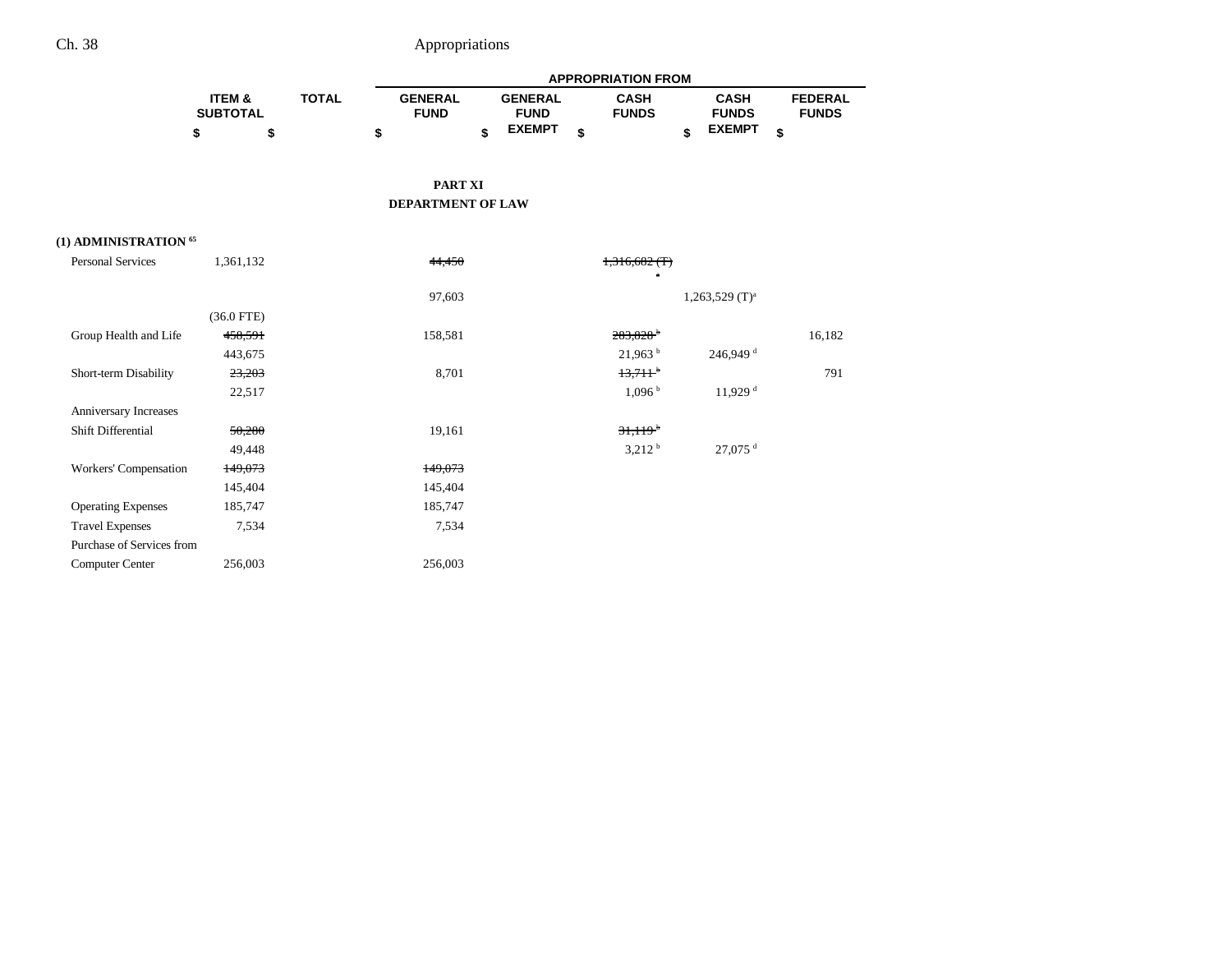| | ITEM & SUBTOTAL | TOTAL | APPROPRIATION FROM | | | | |
|---|---|---|---|---|---|---|---|
| | | | GENERAL FUND | GENERAL FUND EXEMPT | CASH FUNDS | CASH FUNDS EXEMPT | FEDERAL FUNDS |
| | $ | $ | $ | $ | $ | $ | $ |

## PART XI
## DEPARTMENT OF LAW

| | ITEM & SUBTOTAL | TOTAL | GENERAL FUND | GENERAL FUND EXEMPT | CASH FUNDS | CASH FUNDS EXEMPT | FEDERAL FUNDS |
|---|---|---|---|---|---|---|---|
| **(1) ADMINISTRATION [65]** | | | | | | | |
| Personal Services | 1,361,132 | | ~~44,450~~ | | ~~1,316,682 (T)[a]~~ | | |
| | | | 97,603 | | | 1,263,529 (T)[a] | |
| | (36.0 FTE) | | | | | | |
| Group Health and Life | ~~458,591~~ | | 158,581 | | ~~283,828[b]~~ | | 16,182 |
| | 443,675 | | | | 21,963[b] | 246,949[d] | |
| Short-term Disability | ~~23,203~~ | | 8,701 | | ~~13,711[b]~~ | | 791 |
| | 22,517 | | | | 1,096[b] | 11,929[d] | |
| Anniversary Increases | | | | | | | |
| Shift Differential | ~~50,280~~ | | 19,161 | | ~~31,119[b]~~ | | |
| | 49,448 | | | | 3,212[b] | 27,075[d] | |
| Workers' Compensation | ~~149,073~~ | | ~~149,073~~ | | | | |
| | 145,404 | | 145,404 | | | | |
| Operating Expenses | 185,747 | | 185,747 | | | | |
| Travel Expenses | 7,534 | | 7,534 | | | | |
| Purchase of Services from Computer Center | 256,003 | | 256,003 | | | | |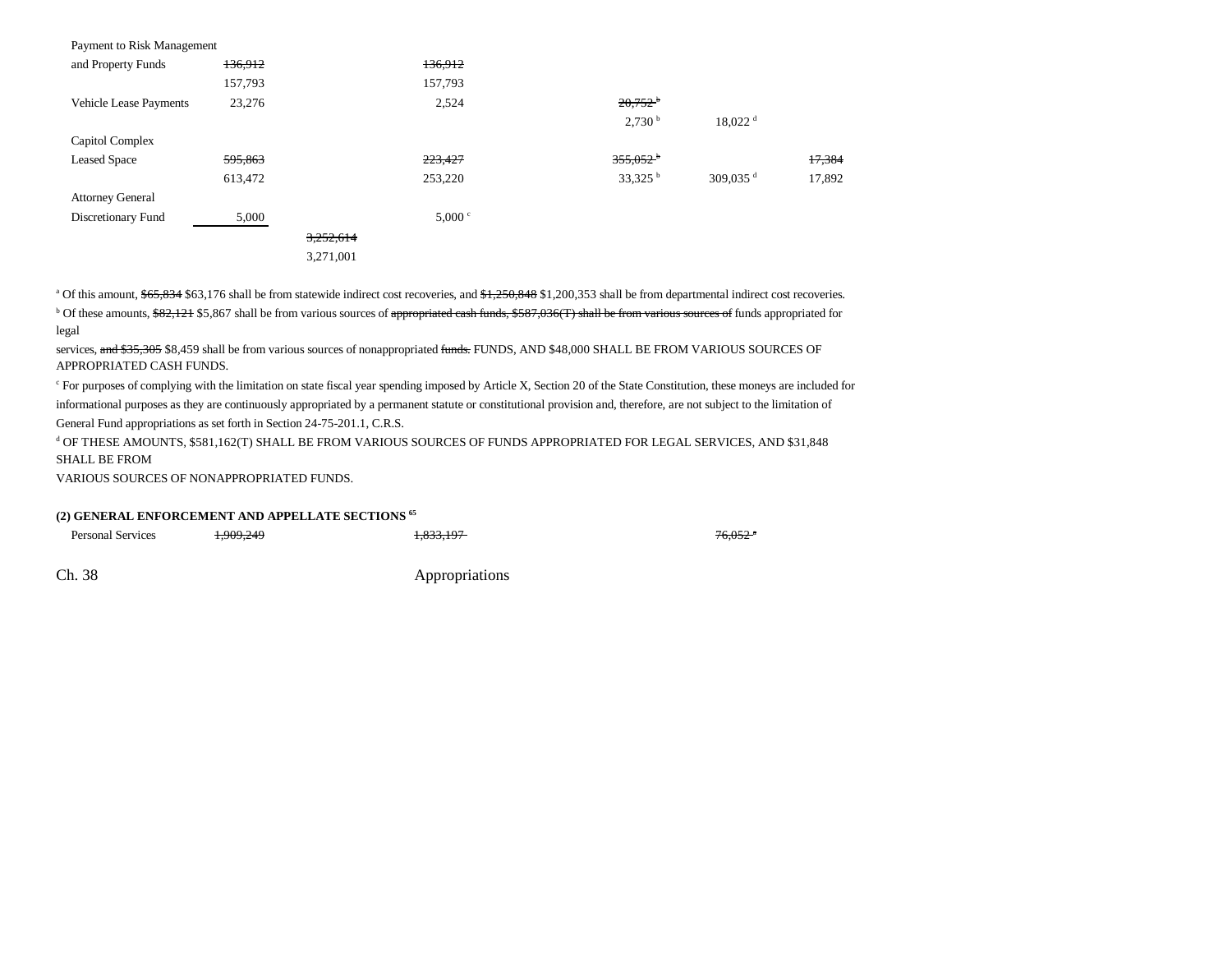| | | | | | | |
|---|---|---|---|---|---|---|
| Payment to Risk Management and Property Funds | ~~136,912~~ 157,793 | | ~~136,912~~ 157,793 | | | |
| Vehicle Lease Payments | 23,276 | | 2,524 | ~~20,752~~[b] 2,730[b] | 18,022[d] | |
| Capitol Complex Leased Space | ~~595,863~~ 613,472 | | ~~223,427~~ 253,220 | ~~355,052~~[b] 33,325[b] | 309,035[d] | ~~17,384~~ 17,892 |
| Attorney General Discretionary Fund | 5,000 | | 5,000[c] | | | |
| | | ~~3,252,614~~ 3,271,001 | | | | |

[a] Of this amount, ~~$65,834~~ $63,176 shall be from statewide indirect cost recoveries, and ~~$1,250,848~~ $1,200,353 shall be from departmental indirect cost recoveries.

[b] Of these amounts, ~~$82,121~~ $5,867 shall be from various sources of ~~appropriated cash funds, $587,036(T) shall be from various sources of~~ funds appropriated for legal services, ~~and $35,305~~ $8,459 shall be from various sources of nonappropriated ~~funds.~~ FUNDS, AND $48,000 SHALL BE FROM VARIOUS SOURCES OF APPROPRIATED CASH FUNDS.

[c] For purposes of complying with the limitation on state fiscal year spending imposed by Article X, Section 20 of the State Constitution, these moneys are included for informational purposes as they are continuously appropriated by a permanent statute or constitutional provision and, therefore, are not subject to the limitation of General Fund appropriations as set forth in Section 24-75-201.1, C.R.S.

[d] OF THESE AMOUNTS, $581,162(T) SHALL BE FROM VARIOUS SOURCES OF FUNDS APPROPRIATED FOR LEGAL SERVICES, AND $31,848 SHALL BE FROM VARIOUS SOURCES OF NONAPPROPRIATED FUNDS.

**(2) GENERAL ENFORCEMENT AND APPELLATE SECTIONS [65]**

| | | | | | | |
|---|---|---|---|---|---|---|
| Personal Services | ~~1,909,249~~ | | ~~1,833,197~~ | | ~~76,052~~[a] | |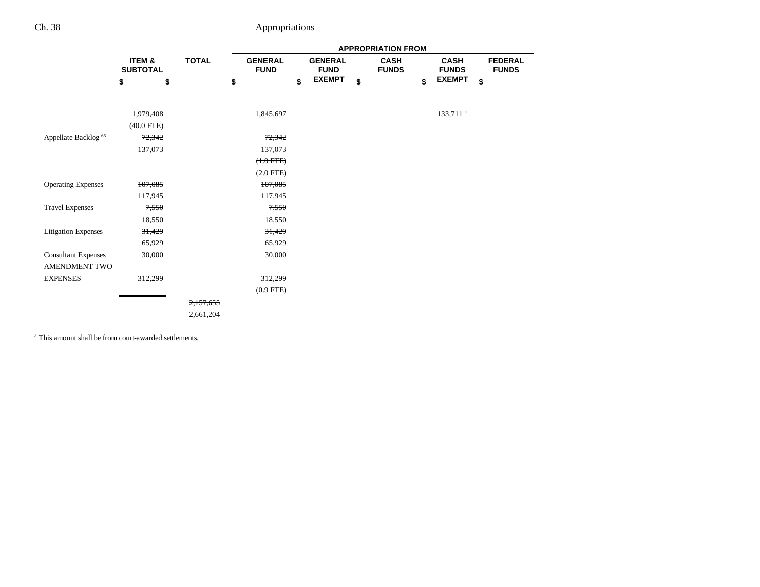| | ITEM & SUBTOTAL | TOTAL | APPROPRIATION FROM GENERAL FUND | GENERAL FUND EXEMPT | CASH FUNDS | CASH FUNDS EXEMPT | FEDERAL FUNDS |
|---|---|---|---|---|---|---|---|
| | $ | $ | $ | $ | $ | $ | $ |
| | 1,979,408 | | 1,845,697 | | | 133,711 [a] | |
| | (40.0 FTE) | | | | | | |
| Appellate Backlog [66] | ~~72,342~~ | | ~~72,342~~ | | | | |
| | 137,073 | | 137,073 | | | | |
| | | | ~~(1.0 FTE)~~ | | | | |
| | | | (2.0 FTE) | | | | |
| Operating Expenses | ~~107,085~~ | | ~~107,085~~ | | | | |
| | 117,945 | | 117,945 | | | | |
| Travel Expenses | ~~7,550~~ | | ~~7,550~~ | | | | |
| | 18,550 | | 18,550 | | | | |
| Litigation Expenses | ~~31,429~~ | | ~~31,429~~ | | | | |
| | 65,929 | | 65,929 | | | | |
| Consultant Expenses | 30,000 | | 30,000 | | | | |
| AMENDMENT TWO EXPENSES | 312,299 | | 312,299 | | | | |
| | | | (0.9 FTE) | | | | |
| | | ~~2,157,655~~ | | | | | |
| | | 2,661,204 | | | | | |

[a] This amount shall be from court-awarded settlements.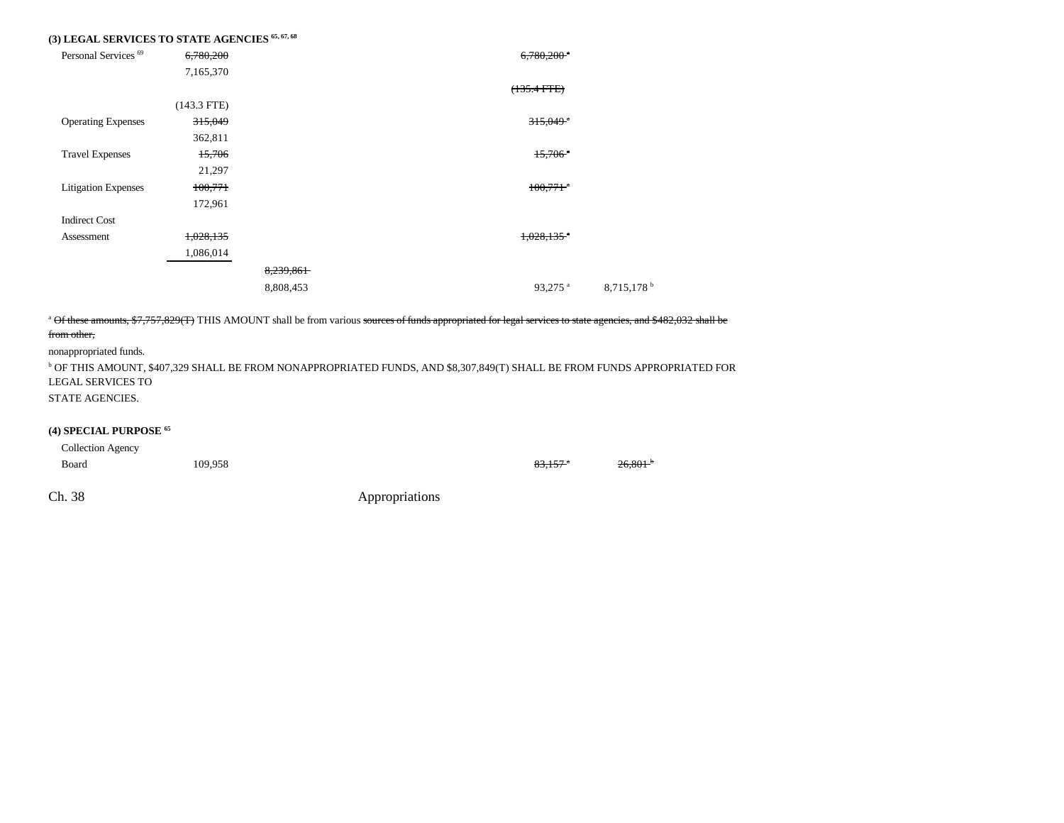### (3) LEGAL SERVICES TO STATE AGENCIES [65, 67, 68]

| | | | | |
|---|---|---|---|---|
| Personal Services [69] | ~~6,780,200~~ 7,165,370 | | ~~6,780,200~~ [a] | |
| | | | ~~(135.4 FTE)~~ | |
| | (143.3 FTE) | | | |
| Operating Expenses | ~~315,049~~ 362,811 | | ~~315,049~~ [a] | |
| Travel Expenses | ~~15,706~~ 21,297 | | ~~15,706~~ [a] | |
| Litigation Expenses | ~~100,771~~ 172,961 | | ~~100,771~~ [a] | |
| Indirect Cost Assessment | ~~1,028,135~~ 1,086,014 | | ~~1,028,135~~ [a] | |
| | | ~~8,239,861~~ | | |
| | | 8,808,453 | 93,275 [a] | 8,715,178 [b] |

[a] ~~Of these amounts, $7,757,829(T)~~ THIS AMOUNT shall be from various ~~sources of funds appropriated for legal services to state agencies, and $482,032 shall be from other,~~ nonappropriated funds.

[b] OF THIS AMOUNT, $407,329 SHALL BE FROM NONAPPROPRIATED FUNDS, AND $8,307,849(T) SHALL BE FROM FUNDS APPROPRIATED FOR LEGAL SERVICES TO STATE AGENCIES.

### (4) SPECIAL PURPOSE [65]

| | | | | |
|---|---|---|---|---|
| Collection Agency Board | 109,958 | | ~~83,157~~ [a] | ~~26,801~~ [b] |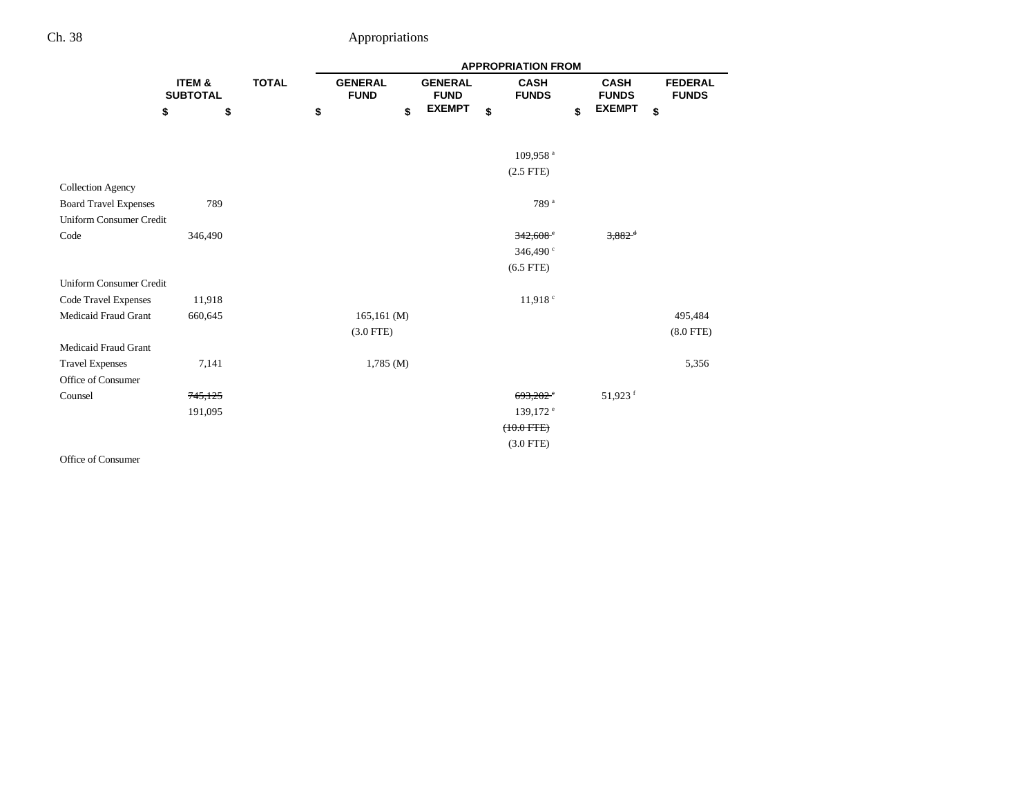|  | ITEM & SUBTOTAL | TOTAL | APPROPRIATION FROM |  |  |  |  |
|---|---|---|---|---|---|---|---|
|  |  |  | GENERAL FUND | GENERAL FUND EXEMPT | CASH FUNDS | CASH FUNDS EXEMPT | FEDERAL FUNDS |
|  | $ | $ | $ | $ | $ | $ | $ |
|  |  |  |  |  | 109,958 [a] |  |  |
|  |  |  |  |  | (2.5 FTE) |  |  |
| Collection Agency Board Travel Expenses | 789 |  |  |  | 789 [a] |  |  |
| Uniform Consumer Credit Code | 346,490 |  |  |  | ~~342,608 [c]~~ | ~~3,882 [d]~~ |  |
|  |  |  |  |  | 346,490 [c] |  |  |
|  |  |  |  |  | (6.5 FTE) |  |  |
| Uniform Consumer Credit Code Travel Expenses | 11,918 |  |  |  | 11,918 [c] |  |  |
| Medicaid Fraud Grant | 660,645 |  | 165,161 (M) |  |  |  | 495,484 |
|  |  |  | (3.0 FTE) |  |  |  | (8.0 FTE) |
| Medicaid Fraud Grant Travel Expenses | 7,141 |  | 1,785 (M) |  |  |  | 5,356 |
| Office of Consumer Counsel | ~~745,125~~ |  |  |  | ~~693,202 [e]~~ | 51,923 [f] |  |
|  | 191,095 |  |  |  | 139,172 [e] |  |  |
|  |  |  |  |  | ~~(10.0 FTE)~~ |  |  |
|  |  |  |  |  | (3.0 FTE) |  |  |
| Office of Consumer |  |  |  |  |  |  |  |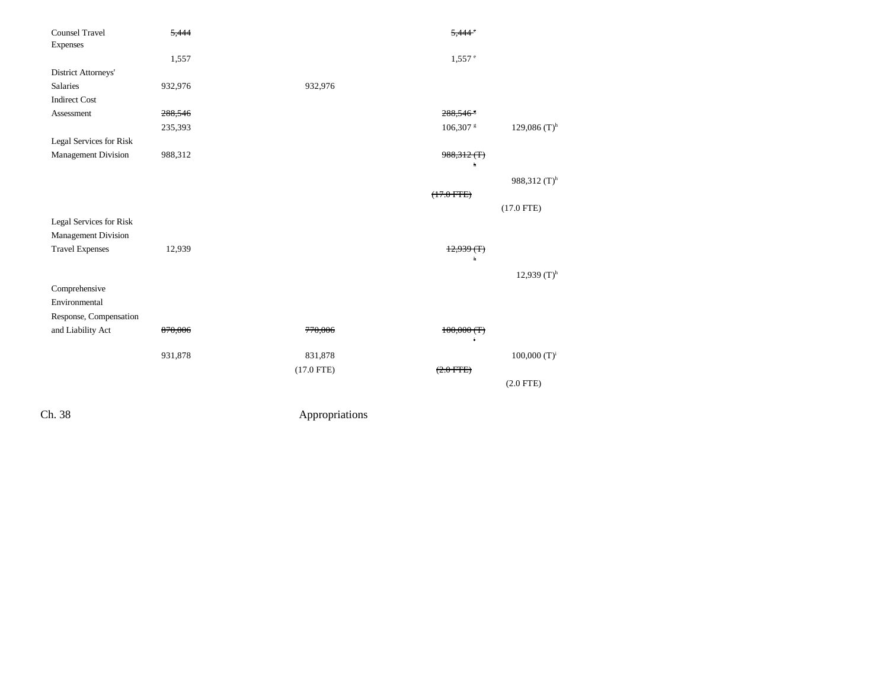| | | | | |
|---|---|---|---|---|
| Counsel Travel Expenses | ~~5,444~~ | | ~~5,444~~ [e] | |
| | 1,557 | | 1,557 [e] | |
| District Attorneys' Salaries | 932,976 | 932,976 | | |
| Indirect Cost Assessment | ~~288,546~~ | | ~~288,546~~ [g] | |
| | 235,393 | | 106,307 [g] | 129,086 (T)[h] |
| Legal Services for Risk Management Division | 988,312 | | ~~988,312 (T)~~ [h] | |
| | | | | 988,312 (T)[h] |
| | | | ~~(17.0 FTE)~~ | |
| | | | | (17.0 FTE) |
| Legal Services for Risk Management Division Travel Expenses | 12,939 | | ~~12,939 (T)~~ [h] | |
| | | | | 12,939 (T)[h] |
| Comprehensive Environmental Response, Compensation and Liability Act | ~~870,006~~ | ~~770,006~~ | ~~100,000 (T)~~ [i] | |
| | 931,878 | 831,878 | | 100,000 (T)[i] |
| | | (17.0 FTE) | ~~(2.0 FTE)~~ | |
| | | | | (2.0 FTE) |

Ch. 38 Appropriations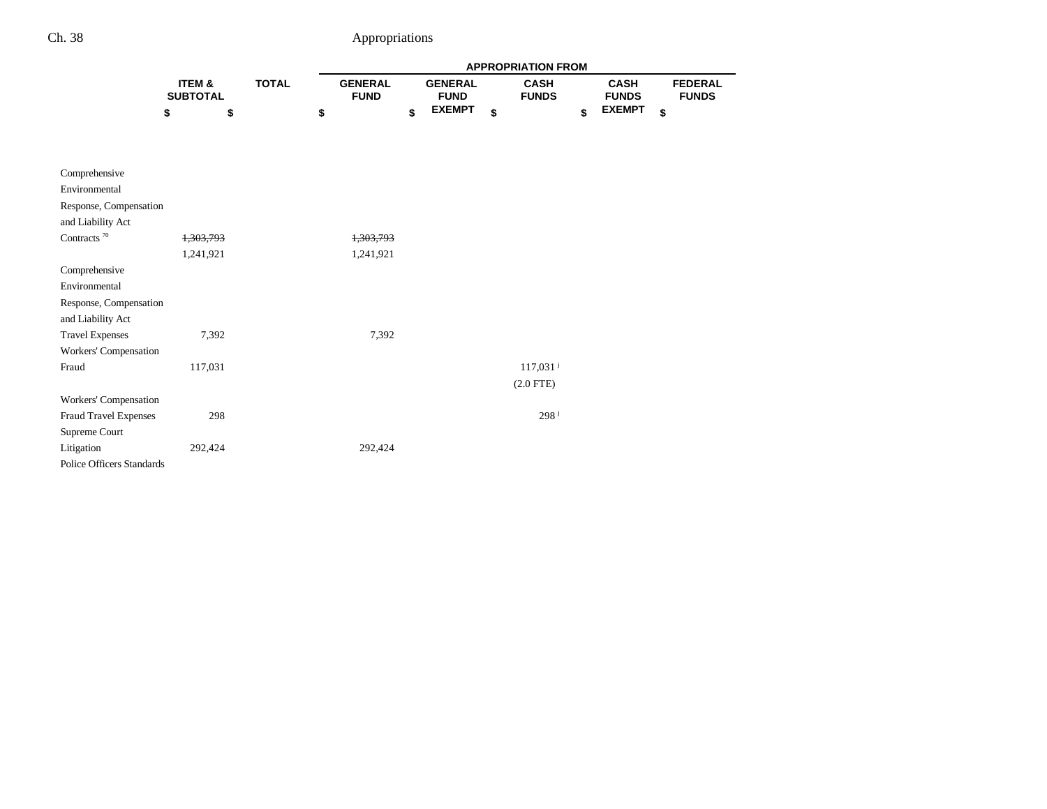| | ITEM & SUBTOTAL | TOTAL | GENERAL FUND | GENERAL FUND EXEMPT | CASH FUNDS | CASH FUNDS EXEMPT | FEDERAL FUNDS |
|---|---|---|---|---|---|---|---|
| | $ | $ | $ | $ | $ | $ | $ |
| Comprehensive Environmental Response, Compensation and Liability Act Contracts [70] | ~~1,303,793~~ | | ~~1,303,793~~ | | | | |
| | 1,241,921 | | 1,241,921 | | | | |
| Comprehensive Environmental Response, Compensation and Liability Act Travel Expenses | 7,392 | | 7,392 | | | | |
| Workers' Compensation Fraud | 117,031 | | | | 117,031[j] | | |
| | | | | | (2.0 FTE) | | |
| Workers' Compensation Fraud Travel Expenses | 298 | | | | 298[j] | | |
| Supreme Court Litigation | 292,424 | | 292,424 | | | | |
| Police Officers Standards | | | | | | | |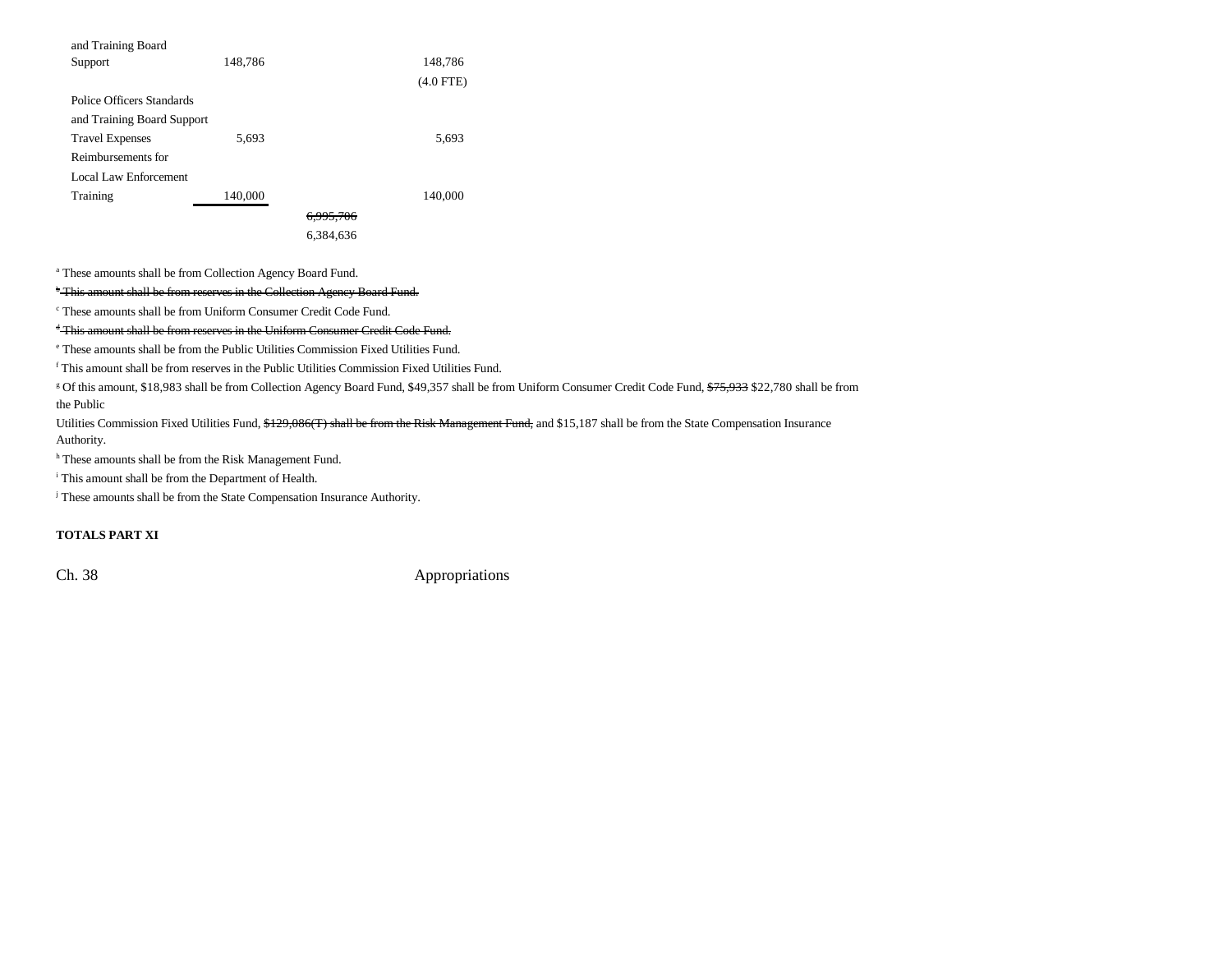| | | | |
|---|---|---|---|
| and Training Board | | | |
| Support | 148,786 | | 148,786 |
| | | | (4.0 FTE) |
| Police Officers Standards | | | |
| and Training Board Support | | | |
| Travel Expenses | 5,693 | | 5,693 |
| Reimbursements for | | | |
| Local Law Enforcement | | | |
| Training | 140,000 | | 140,000 |
| | | ~~6,995,706~~ | |
| | | 6,384,636 | |

[a] These amounts shall be from Collection Agency Board Fund.

~~[b] This amount shall be from reserves in the Collection Agency Board Fund.~~

[c] These amounts shall be from Uniform Consumer Credit Code Fund.

~~[d] This amount shall be from reserves in the Uniform Consumer Credit Code Fund.~~

[e] These amounts shall be from the Public Utilities Commission Fixed Utilities Fund.

[f] This amount shall be from reserves in the Public Utilities Commission Fixed Utilities Fund.

[g] Of this amount, $18,983 shall be from Collection Agency Board Fund, $49,357 shall be from Uniform Consumer Credit Code Fund, ~~$75,933~~ $22,780 shall be from the Public Utilities Commission Fixed Utilities Fund, ~~$129,086(T) shall be from the Risk Management Fund,~~ and $15,187 shall be from the State Compensation Insurance Authority.

[h] These amounts shall be from the Risk Management Fund.

[i] This amount shall be from the Department of Health.

[j] These amounts shall be from the State Compensation Insurance Authority.

**TOTALS PART XI**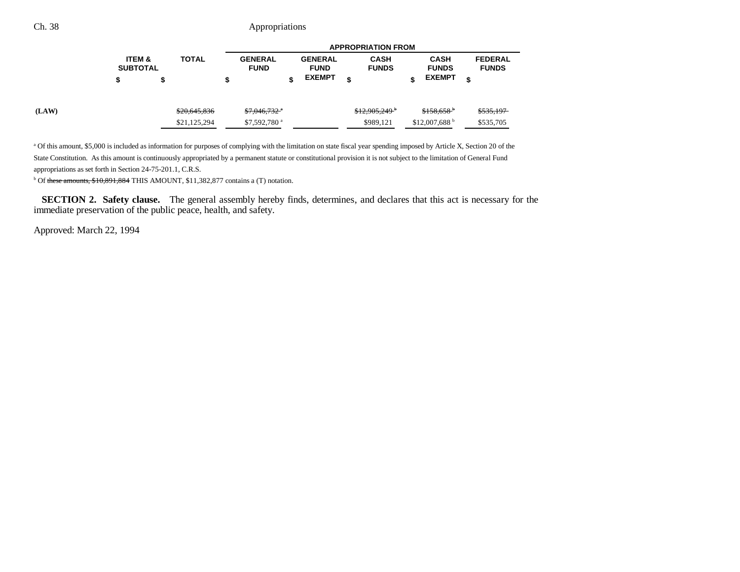| | ITEM & SUBTOTAL | TOTAL | APPROPRIATION FROM GENERAL FUND | GENERAL FUND EXEMPT | CASH FUNDS | CASH FUNDS EXEMPT | FEDERAL FUNDS |
|---|---|---|---|---|---|---|---|
| | $ | $ | $ | $ | $ | $ | $ |
| (LAW) | | ~~$20,645,836~~ | ~~$7,046,732 [a]~~ | | ~~$12,905,249 [b]~~ | ~~$158,658 [b]~~ | ~~$535,197~~ |
| | | $21,125,294 | $7,592,780 [a] | | $989,121 | $12,007,688 [b] | $535,705 |

[a] Of this amount, $5,000 is included as information for purposes of complying with the limitation on state fiscal year spending imposed by Article X, Section 20 of the State Constitution. As this amount is continuously appropriated by a permanent statute or constitutional provision it is not subject to the limitation of General Fund appropriations as set forth in Section 24-75-201.1, C.R.S.

[b] Of ~~these amounts, $10,891,884~~ THIS AMOUNT, $11,382,877 contains a (T) notation.

**SECTION 2. Safety clause.** The general assembly hereby finds, determines, and declares that this act is necessary for the immediate preservation of the public peace, health, and safety.

Approved: March 22, 1994